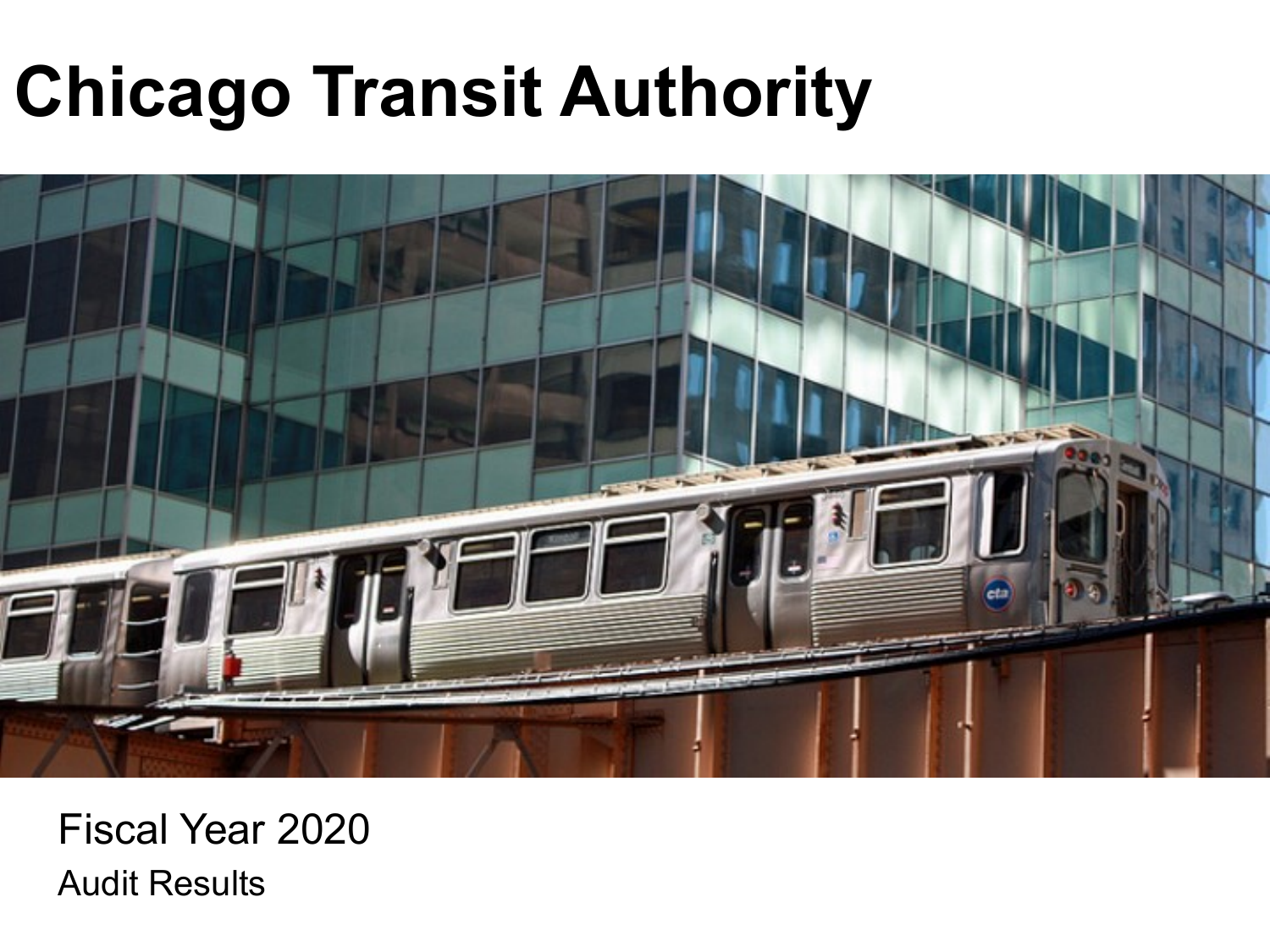# Chicago Transit Authority

Fiscal Year 2020

Audit Results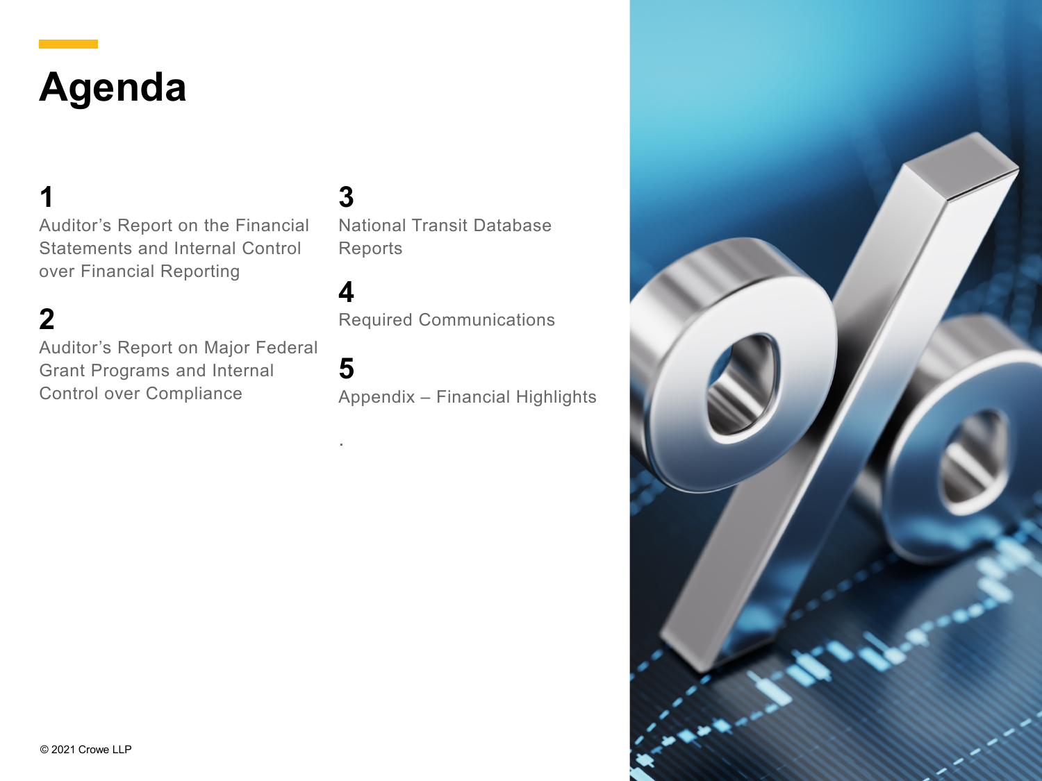# Agenda

**1**
Auditor’s Report on the Financial Statements and Internal Control over Financial Reporting

**2**
Auditor’s Report on Major Federal Grant Programs and Internal Control over Compliance

**3**
National Transit Database Reports

**4**
Required Communications

**5**
Appendix – Financial Highlights

© 2021 Crowe LLP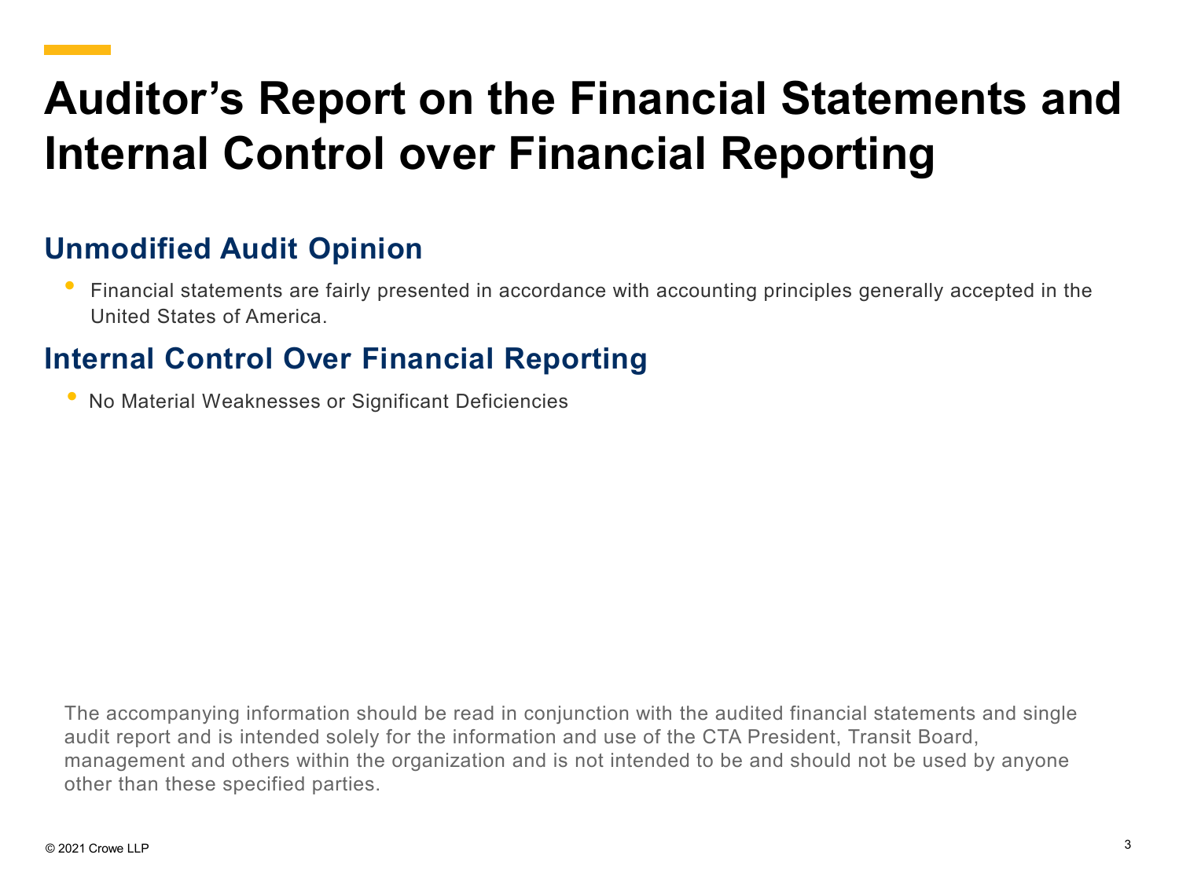# Auditor's Report on the Financial Statements and Internal Control over Financial Reporting

## Unmodified Audit Opinion

- Financial statements are fairly presented in accordance with accounting principles generally accepted in the United States of America.

## Internal Control Over Financial Reporting

- No Material Weaknesses or Significant Deficiencies

The accompanying information should be read in conjunction with the audited financial statements and single audit report and is intended solely for the information and use of the CTA President, Transit Board, management and others within the organization and is not intended to be and should not be used by anyone other than these specified parties.

© 2021 Crowe LLP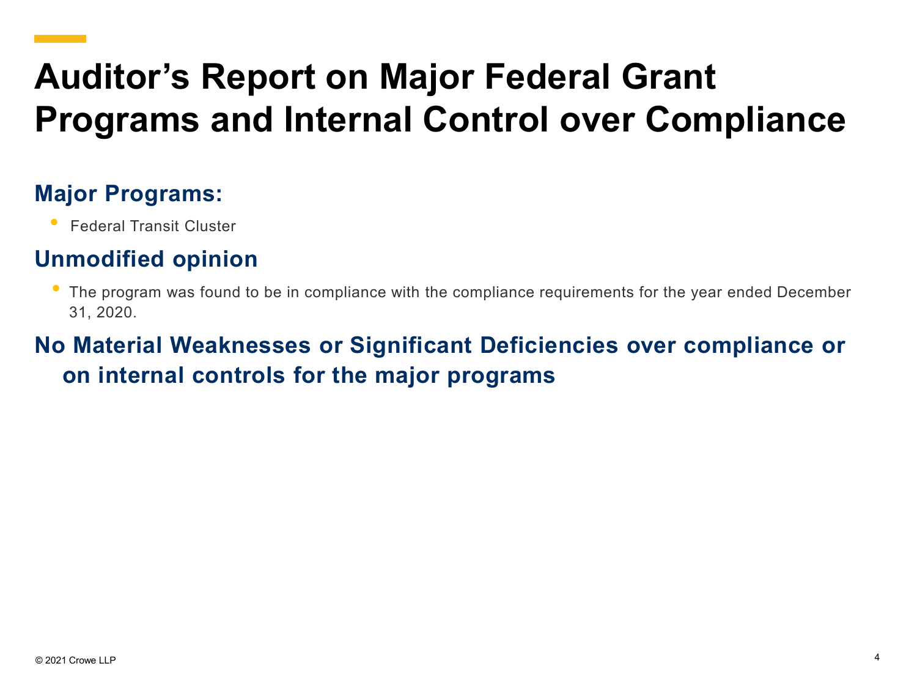# Auditor's Report on Major Federal Grant Programs and Internal Control over Compliance

## Major Programs:

- Federal Transit Cluster

## Unmodified opinion

- The program was found to be in compliance with the compliance requirements for the year ended December 31, 2020.

## No Material Weaknesses or Significant Deficiencies over compliance or on internal controls for the major programs

© 2021 Crowe LLP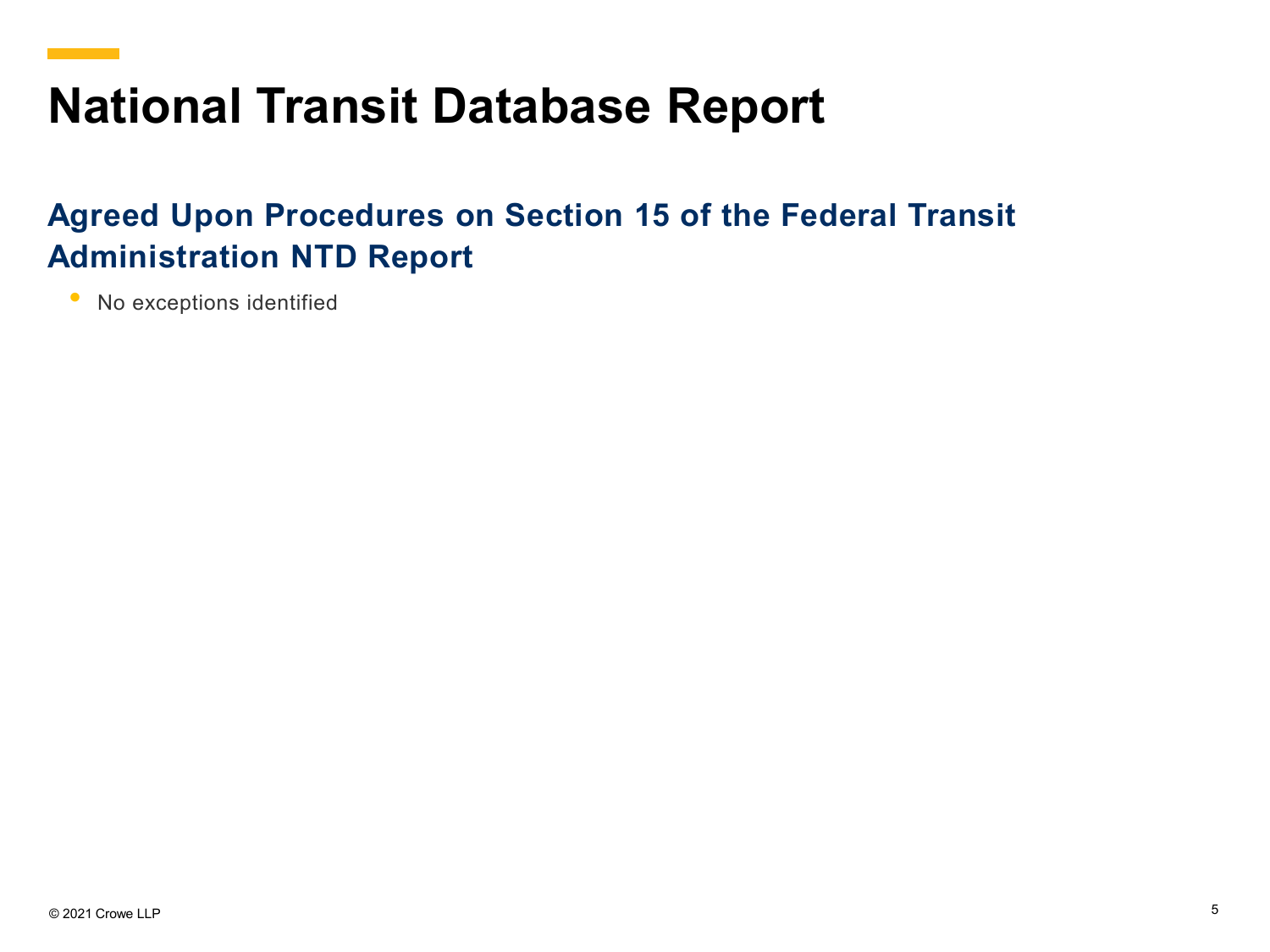# National Transit Database Report

## Agreed Upon Procedures on Section 15 of the Federal Transit Administration NTD Report

- No exceptions identified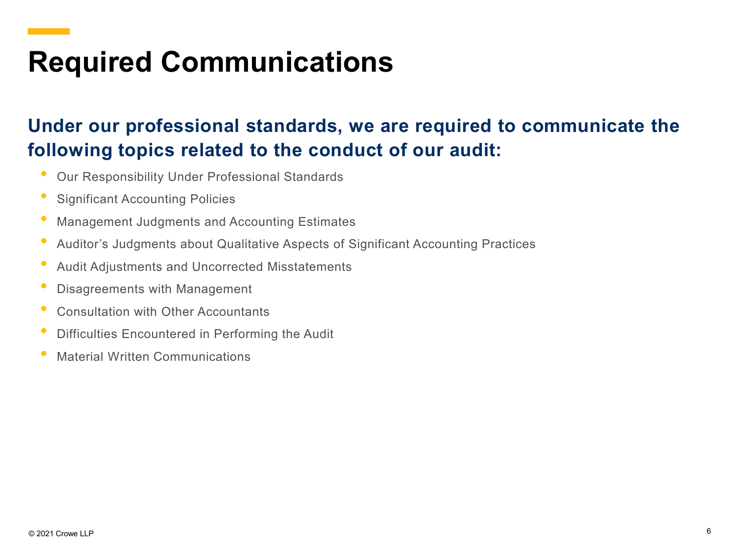# Required Communications

## Under our professional standards, we are required to communicate the following topics related to the conduct of our audit:

- Our Responsibility Under Professional Standards
- Significant Accounting Policies
- Management Judgments and Accounting Estimates
- Auditor's Judgments about Qualitative Aspects of Significant Accounting Practices
- Audit Adjustments and Uncorrected Misstatements
- Disagreements with Management
- Consultation with Other Accountants
- Difficulties Encountered in Performing the Audit
- Material Written Communications

© 2021 Crowe LLP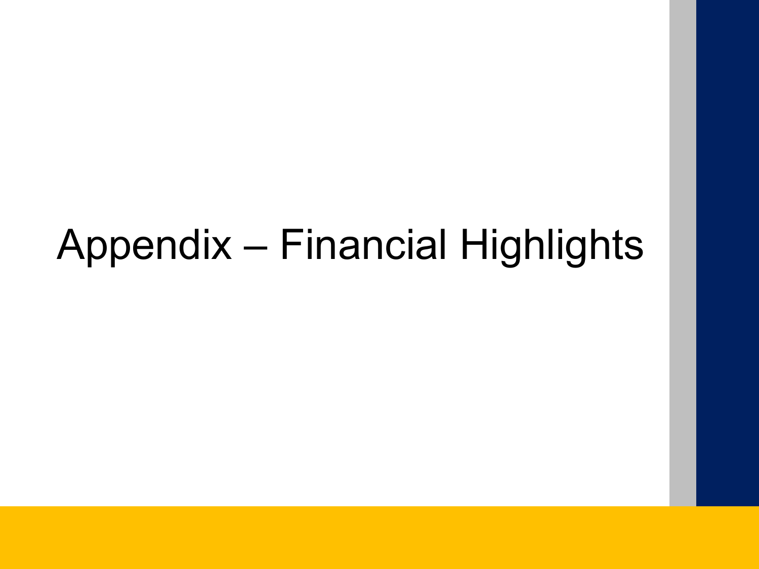# Appendix – Financial Highlights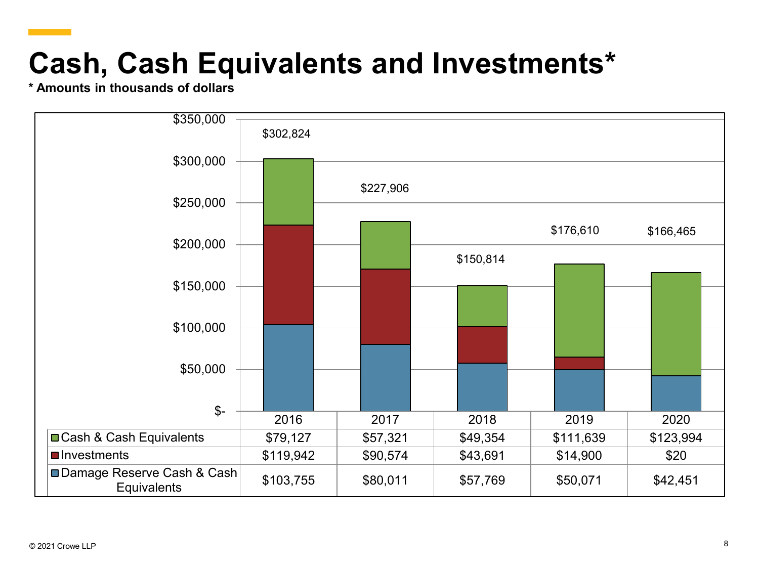# Cash, Cash Equivalents and Investments*

**\* Amounts in thousands of dollars**

| | 2016 | 2017 | 2018 | 2019 | 2020 |
|---|---|---|---|---|---|
| Cash & Cash Equivalents | $79,127 | $57,321 | $49,354 | $111,639 | $123,994 |
| Investments | $119,942 | $90,574 | $43,691 | $14,900 | $20 |
| Damage Reserve Cash & Cash Equivalents | $103,755 | $80,011 | $57,769 | $50,071 | $42,451 |
| Total | $302,824 | $227,906 | $150,814 | $176,610 | $166,465 |

© 2021 Crowe LLP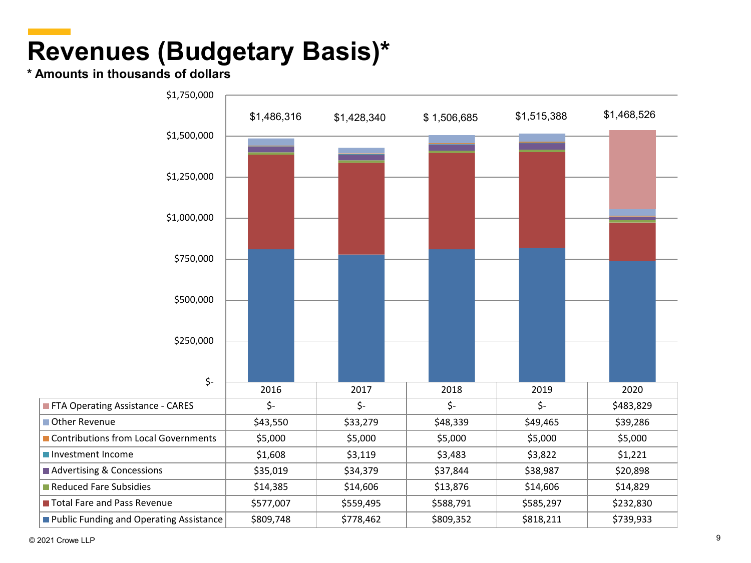# Revenues (Budgetary Basis)*

**\* Amounts in thousands of dollars**

| | 2016 | 2017 | 2018 | 2019 | 2020 |
|---|---|---|---|---|---|
| Total | $1,486,316 | $1,428,340 | $ 1,506,685 | $1,515,388 | $1,468,526 |
| FTA Operating Assistance - CARES | $- | $- | $- | $- | $483,829 |
| Other Revenue | $43,550 | $33,279 | $48,339 | $49,465 | $39,286 |
| Contributions from Local Governments | $5,000 | $5,000 | $5,000 | $5,000 | $5,000 |
| Investment Income | $1,608 | $3,119 | $3,483 | $3,822 | $1,221 |
| Advertising & Concessions | $35,019 | $34,379 | $37,844 | $38,987 | $20,898 |
| Reduced Fare Subsidies | $14,385 | $14,606 | $13,876 | $14,606 | $14,829 |
| Total Fare and Pass Revenue | $577,007 | $559,495 | $588,791 | $585,297 | $232,830 |
| Public Funding and Operating Assistance | $809,748 | $778,462 | $809,352 | $818,211 | $739,933 |

© 2021 Crowe LLP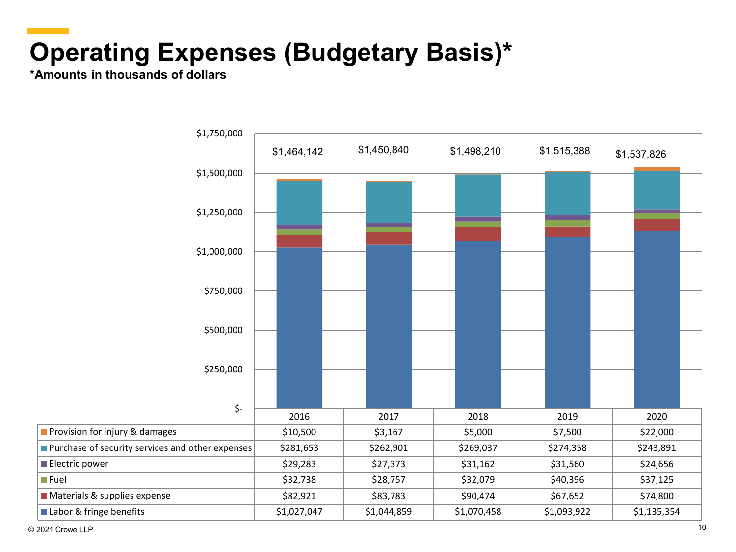# Operating Expenses (Budgetary Basis)*

**\*Amounts in thousands of dollars**

| | 2016 | 2017 | 2018 | 2019 | 2020 |
|---|---|---|---|---|---|
| Total | $1,464,142 | $1,450,840 | $1,498,210 | $1,515,388 | $1,537,826 |
| Provision for injury & damages | $10,500 | $3,167 | $5,000 | $7,500 | $22,000 |
| Purchase of security services and other expenses | $281,653 | $262,901 | $269,037 | $274,358 | $243,891 |
| Electric power | $29,283 | $27,373 | $31,162 | $31,560 | $24,656 |
| Fuel | $32,738 | $28,757 | $32,079 | $40,396 | $37,125 |
| Materials & supplies expense | $82,921 | $83,783 | $90,474 | $67,652 | $74,800 |
| Labor & fringe benefits | $1,027,047 | $1,044,859 | $1,070,458 | $1,093,922 | $1,135,354 |

© 2021 Crowe LLP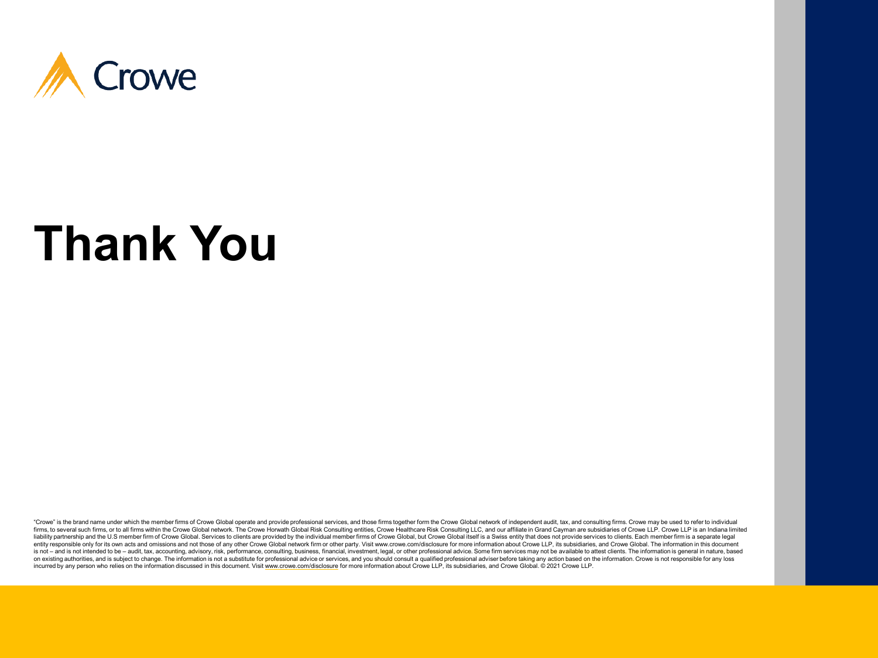Crowe

# Thank You

"Crowe" is the brand name under which the member firms of Crowe Global operate and provide professional services, and those firms together form the Crowe Global network of independent audit, tax, and consulting firms. Crowe may be used to refer to individual firms, to several such firms, or to all firms within the Crowe Global network. The Crowe Horwath Global Risk Consulting entities, Crowe Healthcare Risk Consulting LLC, and our affiliate in Grand Cayman are subsidiaries of Crowe LLP. Crowe LLP is an Indiana limited liability partnership and the U.S member firm of Crowe Global. Services to clients are provided by the individual member firms of Crowe Global, but Crowe Global itself is a Swiss entity that does not provide services to clients. Each member firm is a separate legal entity responsible only for its own acts and omissions and not those of any other Crowe Global network firm or other party. Visit www.crowe.com/disclosure for more information about Crowe LLP, its subsidiaries, and Crowe Global. The information in this document is not – and is not intended to be – audit, tax, accounting, advisory, risk, performance, consulting, business, financial, investment, legal, or other professional advice. Some firm services may not be available to attest clients. The information is general in nature, based on existing authorities, and is subject to change. The information is not a substitute for professional advice or services, and you should consult a qualified professional adviser before taking any action based on the information. Crowe is not responsible for any loss incurred by any person who relies on the information discussed in this document. Visit www.crowe.com/disclosure for more information about Crowe LLP, its subsidiaries, and Crowe Global. © 2021 Crowe LLP.